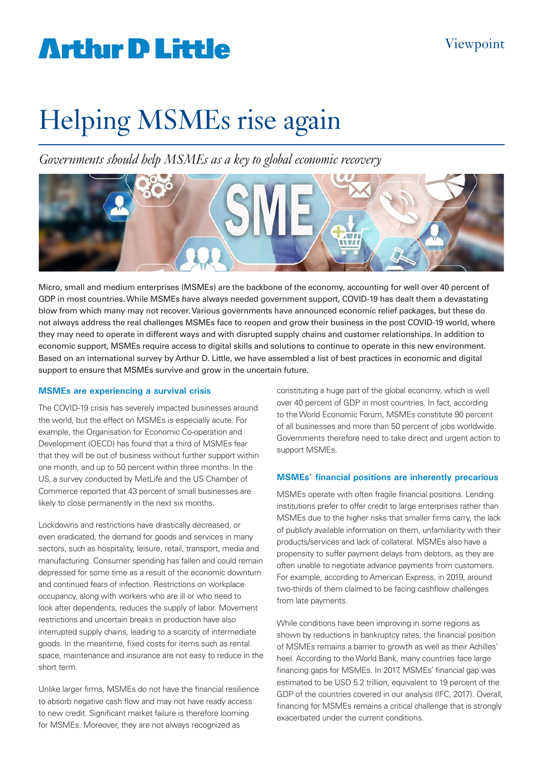Viewpoint

# Helping MSMEs rise again

*Governments should help MSMEs as a key to global economic recovery*

Micro, small and medium enterprises (MSMEs) are the backbone of the economy, accounting for well over 40 percent of GDP in most countries. While MSMEs have always needed government support, COVID-19 has dealt them a devastating blow from which many may not recover. Various governments have announced economic relief packages, but these do not always address the real challenges MSMEs face to reopen and grow their business in the post COVID-19 world, where they may need to operate in different ways and with disrupted supply chains and customer relationships. In addition to economic support, MSMEs require access to digital skills and solutions to continue to operate in this new environment. Based on an international survey by Arthur D. Little, we have assembled a list of best practices in economic and digital support to ensure that MSMEs survive and grow in the uncertain future.

## MSMEs are experiencing a survival crisis

The COVID-19 crisis has severely impacted businesses around the world, but the effect on MSMEs is especially acute. For example, the Organisation for Economic Co-operation and Development (OECD) has found that a third of MSMEs fear that they will be out of business without further support within one month, and up to 50 percent within three months. In the US, a survey conducted by MetLife and the US Chamber of Commerce reported that 43 percent of small businesses are likely to close permanently in the next six months.

Lockdowns and restrictions have drastically decreased, or even eradicated, the demand for goods and services in many sectors, such as hospitality, leisure, retail, transport, media and manufacturing. Consumer spending has fallen and could remain depressed for some time as a result of the economic downturn and continued fears of infection. Restrictions on workplace occupancy, along with workers who are ill or who need to look after dependents, reduces the supply of labor. Movement restrictions and uncertain breaks in production have also interrupted supply chains, leading to a scarcity of intermediate goods. In the meantime, fixed costs for items such as rental space, maintenance and insurance are not easy to reduce in the short term.

Unlike larger firms, MSMEs do not have the financial resilience to absorb negative cash flow and may not have ready access to new credit. Significant market failure is therefore looming for MSMEs. Moreover, they are not always recognized as constituting a huge part of the global economy, which is well over 40 percent of GDP in most countries. In fact, according to the World Economic Forum, MSMEs constitute 90 percent of all businesses and more than 50 percent of jobs worldwide. Governments therefore need to take direct and urgent action to support MSMEs.

## MSMEs' financial positions are inherently precarious

MSMEs operate with often fragile financial positions. Lending institutions prefer to offer credit to large enterprises rather than MSMEs due to the higher risks that smaller firms carry, the lack of publicly available information on them, unfamiliarity with their products/services and lack of collateral. MSMEs also have a propensity to suffer payment delays from debtors, as they are often unable to negotiate advance payments from customers. For example, according to American Express, in 2019, around two-thirds of them claimed to be facing cashflow challenges from late payments.

While conditions have been improving in some regions as shown by reductions in bankruptcy rates, the financial position of MSMEs remains a barrier to growth as well as their Achilles' heel. According to the World Bank, many countries face large financing gaps for MSMEs. In 2017, MSMEs' financial gap was estimated to be USD 5.2 trillion, equivalent to 19 percent of the GDP of the countries covered in our analysis (IFC, 2017). Overall, financing for MSMEs remains a critical challenge that is strongly exacerbated under the current conditions.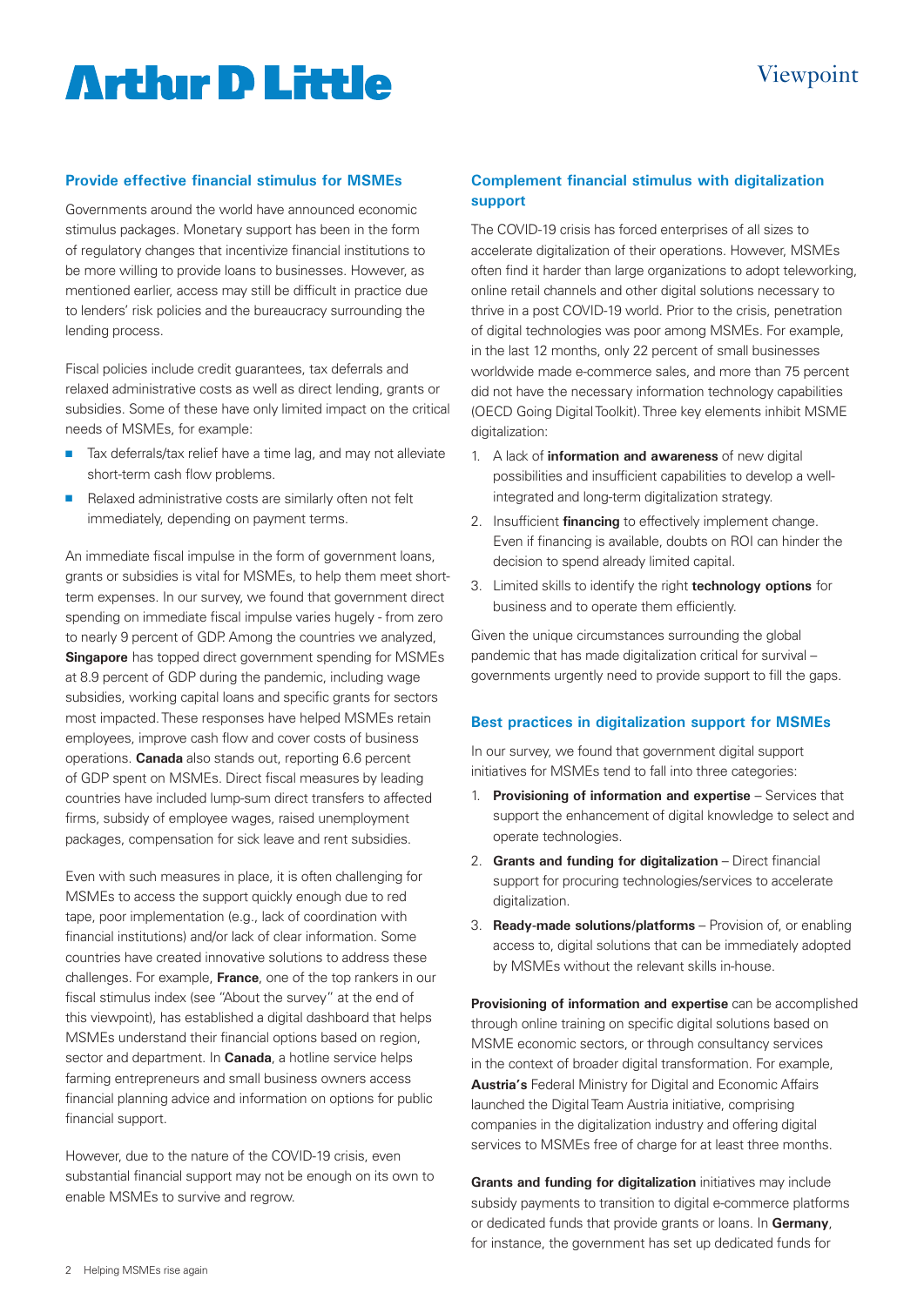## Provide effective financial stimulus for MSMEs

Governments around the world have announced economic stimulus packages. Monetary support has been in the form of regulatory changes that incentivize financial institutions to be more willing to provide loans to businesses. However, as mentioned earlier, access may still be difficult in practice due to lenders' risk policies and the bureaucracy surrounding the lending process.

Fiscal policies include credit guarantees, tax deferrals and relaxed administrative costs as well as direct lending, grants or subsidies. Some of these have only limited impact on the critical needs of MSMEs, for example:

- Tax deferrals/tax relief have a time lag, and may not alleviate short-term cash flow problems.
- Relaxed administrative costs are similarly often not felt immediately, depending on payment terms.

An immediate fiscal impulse in the form of government loans, grants or subsidies is vital for MSMEs, to help them meet short-term expenses. In our survey, we found that government direct spending on immediate fiscal impulse varies hugely - from zero to nearly 9 percent of GDP. Among the countries we analyzed, **Singapore** has topped direct government spending for MSMEs at 8.9 percent of GDP during the pandemic, including wage subsidies, working capital loans and specific grants for sectors most impacted. These responses have helped MSMEs retain employees, improve cash flow and cover costs of business operations. **Canada** also stands out, reporting 6.6 percent of GDP spent on MSMEs. Direct fiscal measures by leading countries have included lump-sum direct transfers to affected firms, subsidy of employee wages, raised unemployment packages, compensation for sick leave and rent subsidies.

Even with such measures in place, it is often challenging for MSMEs to access the support quickly enough due to red tape, poor implementation (e.g., lack of coordination with financial institutions) and/or lack of clear information. Some countries have created innovative solutions to address these challenges. For example, **France**, one of the top rankers in our fiscal stimulus index (see "About the survey" at the end of this viewpoint), has established a digital dashboard that helps MSMEs understand their financial options based on region, sector and department. In **Canada**, a hotline service helps farming entrepreneurs and small business owners access financial planning advice and information on options for public financial support.

However, due to the nature of the COVID-19 crisis, even substantial financial support may not be enough on its own to enable MSMEs to survive and regrow.

## Complement financial stimulus with digitalization support

The COVID-19 crisis has forced enterprises of all sizes to accelerate digitalization of their operations. However, MSMEs often find it harder than large organizations to adopt teleworking, online retail channels and other digital solutions necessary to thrive in a post COVID-19 world. Prior to the crisis, penetration of digital technologies was poor among MSMEs. For example, in the last 12 months, only 22 percent of small businesses worldwide made e-commerce sales, and more than 75 percent did not have the necessary information technology capabilities (OECD Going Digital Toolkit). Three key elements inhibit MSME digitalization:

1. A lack of **information and awareness** of new digital possibilities and insufficient capabilities to develop a well-integrated and long-term digitalization strategy.
2. Insufficient **financing** to effectively implement change. Even if financing is available, doubts on ROI can hinder the decision to spend already limited capital.
3. Limited skills to identify the right **technology options** for business and to operate them efficiently.

Given the unique circumstances surrounding the global pandemic that has made digitalization critical for survival – governments urgently need to provide support to fill the gaps.

## Best practices in digitalization support for MSMEs

In our survey, we found that government digital support initiatives for MSMEs tend to fall into three categories:

1. **Provisioning of information and expertise** – Services that support the enhancement of digital knowledge to select and operate technologies.
2. **Grants and funding for digitalization** – Direct financial support for procuring technologies/services to accelerate digitalization.
3. **Ready-made solutions/platforms** – Provision of, or enabling access to, digital solutions that can be immediately adopted by MSMEs without the relevant skills in-house.

**Provisioning of information and expertise** can be accomplished through online training on specific digital solutions based on MSME economic sectors, or through consultancy services in the context of broader digital transformation. For example, **Austria's** Federal Ministry for Digital and Economic Affairs launched the Digital Team Austria initiative, comprising companies in the digitalization industry and offering digital services to MSMEs free of charge for at least three months.

**Grants and funding for digitalization** initiatives may include subsidy payments to transition to digital e-commerce platforms or dedicated funds that provide grants or loans. In **Germany**, for instance, the government has set up dedicated funds for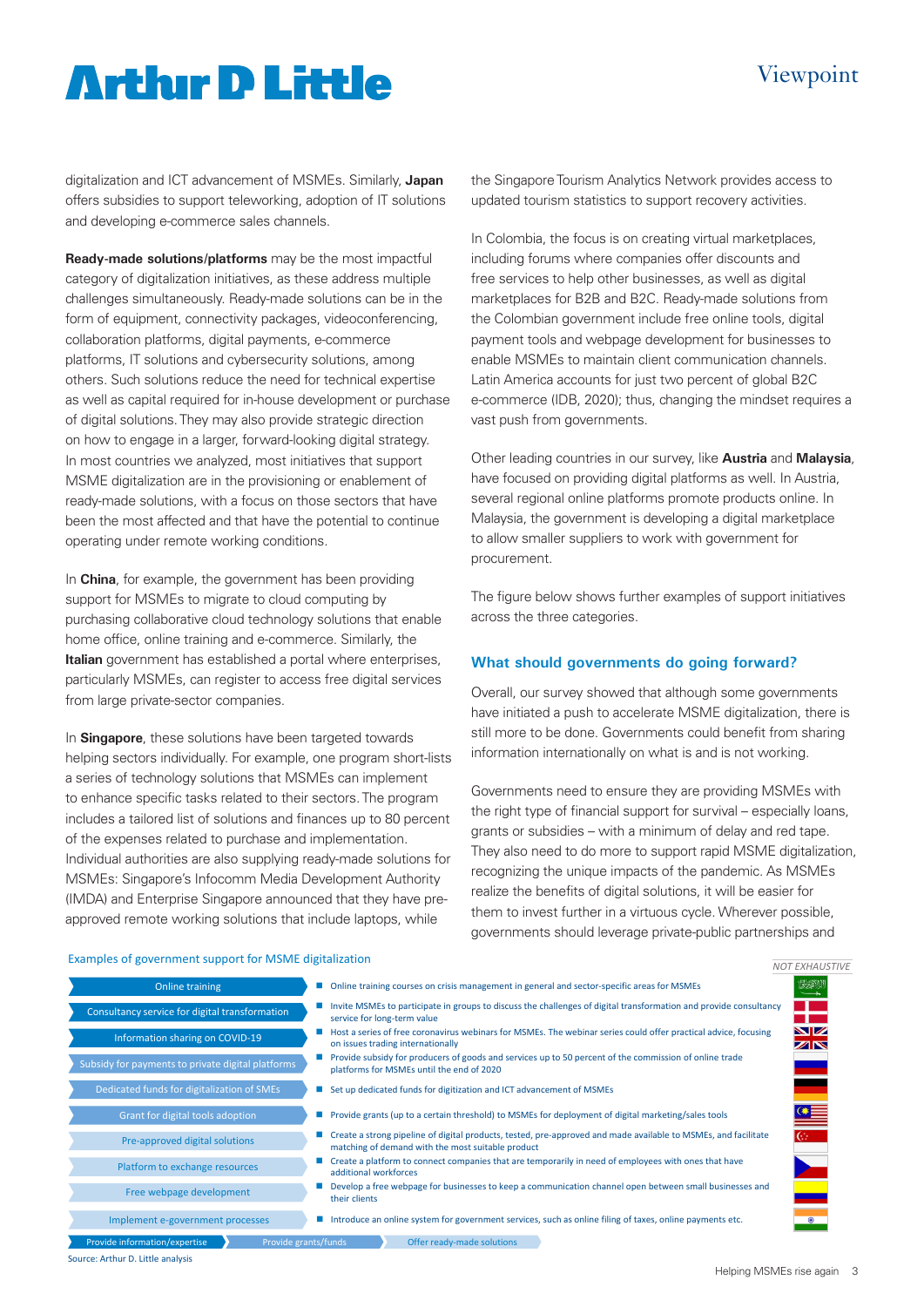digitalization and ICT advancement of MSMEs. Similarly, **Japan** offers subsidies to support teleworking, adoption of IT solutions and developing e-commerce sales channels.

**Ready-made solutions/platforms** may be the most impactful category of digitalization initiatives, as these address multiple challenges simultaneously. Ready-made solutions can be in the form of equipment, connectivity packages, videoconferencing, collaboration platforms, digital payments, e-commerce platforms, IT solutions and cybersecurity solutions, among others. Such solutions reduce the need for technical expertise as well as capital required for in-house development or purchase of digital solutions. They may also provide strategic direction on how to engage in a larger, forward-looking digital strategy. In most countries we analyzed, most initiatives that support MSME digitalization are in the provisioning or enablement of ready-made solutions, with a focus on those sectors that have been the most affected and that have the potential to continue operating under remote working conditions.

In **China**, for example, the government has been providing support for MSMEs to migrate to cloud computing by purchasing collaborative cloud technology solutions that enable home office, online training and e-commerce. Similarly, the **Italian** government has established a portal where enterprises, particularly MSMEs, can register to access free digital services from large private-sector companies.

In **Singapore**, these solutions have been targeted towards helping sectors individually. For example, one program short-lists a series of technology solutions that MSMEs can implement to enhance specific tasks related to their sectors. The program includes a tailored list of solutions and finances up to 80 percent of the expenses related to purchase and implementation. Individual authorities are also supplying ready-made solutions for MSMEs: Singapore's Infocomm Media Development Authority (IMDA) and Enterprise Singapore announced that they have pre-approved remote working solutions that include laptops, while the Singapore Tourism Analytics Network provides access to updated tourism statistics to support recovery activities.

In Colombia, the focus is on creating virtual marketplaces, including forums where companies offer discounts and free services to help other businesses, as well as digital marketplaces for B2B and B2C. Ready-made solutions from the Colombian government include free online tools, digital payment tools and webpage development for businesses to enable MSMEs to maintain client communication channels. Latin America accounts for just two percent of global B2C e-commerce (IDB, 2020); thus, changing the mindset requires a vast push from governments.

Other leading countries in our survey, like **Austria** and **Malaysia**, have focused on providing digital platforms as well. In Austria, several regional online platforms promote products online. In Malaysia, the government is developing a digital marketplace to allow smaller suppliers to work with government for procurement.

The figure below shows further examples of support initiatives across the three categories.

## What should governments do going forward?

Overall, our survey showed that although some governments have initiated a push to accelerate MSME digitalization, there is still more to be done. Governments could benefit from sharing information internationally on what is and is not working.

Governments need to ensure they are providing MSMEs with the right type of financial support for survival – especially loans, grants or subsidies – with a minimum of delay and red tape. They also need to do more to support rapid MSME digitalization, recognizing the unique impacts of the pandemic. As MSMEs realize the benefits of digital solutions, it will be easier for them to invest further in a virtuous cycle. Wherever possible, governments should leverage private-public partnerships and

**Examples of government support for MSME digitalization**

*NOT EXHAUSTIVE*

| Initiative | Example |
|---|---|
| Online training | Online training courses on crisis management in general and sector-specific areas for MSMEs |
| Consultancy service for digital transformation | Invite MSMEs to participate in groups to discuss the challenges of digital transformation and provide consultancy service for long-term value |
| Information sharing on COVID-19 | Host a series of free coronavirus webinars for MSMEs. The webinar series could offer practical advice, focusing on issues trading internationally |
| Subsidy for payments to private digital platforms | Provide subsidy for producers of goods and services up to 50 percent of the commission of online trade platforms for MSMEs until the end of 2020 |
| Dedicated funds for digitalization of SMEs | Set up dedicated funds for digitization and ICT advancement of MSMEs |
| Grant for digital tools adoption | Provide grants (up to a certain threshold) to MSMEs for deployment of digital marketing/sales tools |
| Pre-approved digital solutions | Create a strong pipeline of digital products, tested, pre-approved and made available to MSMEs, and facilitate matching of demand with the most suitable product |
| Platform to exchange resources | Create a platform to connect companies that are temporarily in need of employees with ones that have additional workforces |
| Free webpage development | Develop a free webpage for businesses to keep a communication channel open between small businesses and their clients |
| Implement e-government processes | Introduce an online system for government services, such as online filing of taxes, online payments etc. |

Legend: Provide information/expertise | Provide grants/funds | Offer ready-made solutions

Source: Arthur D. Little analysis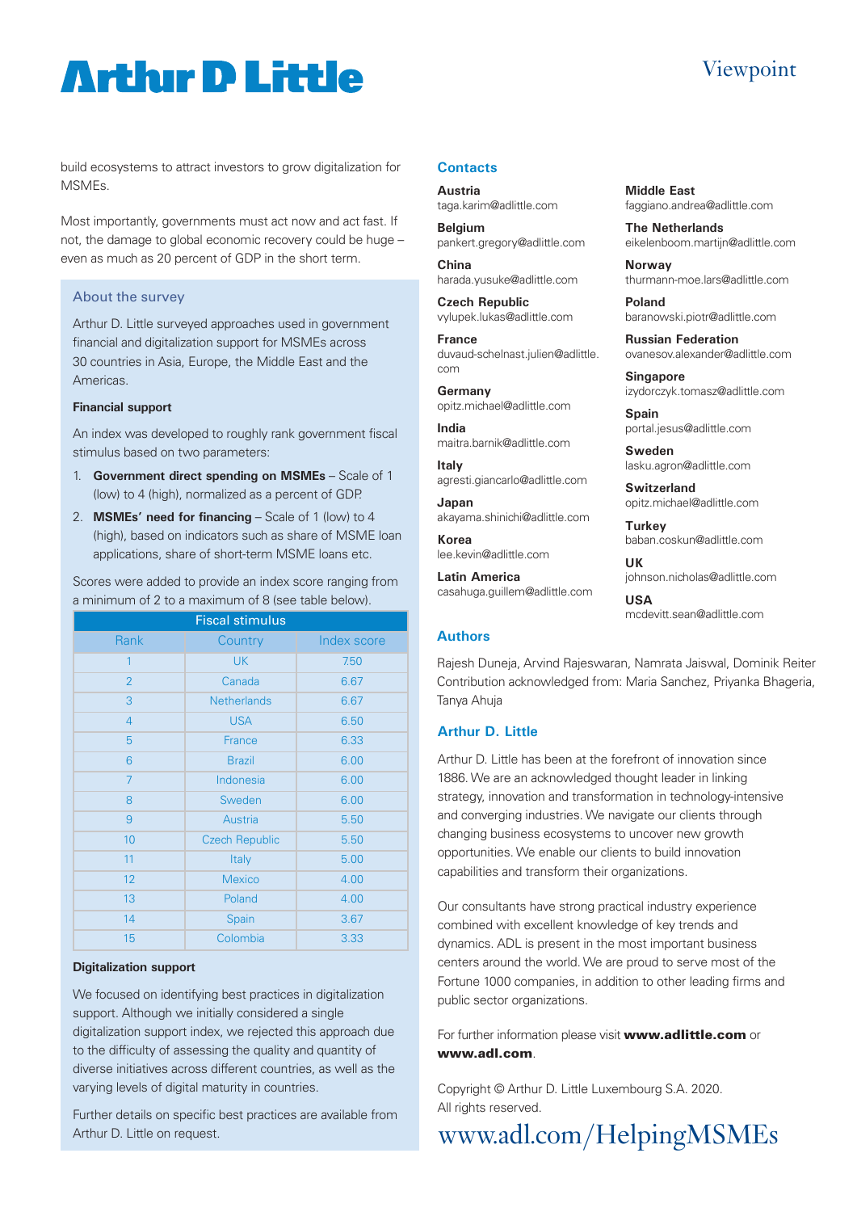build ecosystems to attract investors to grow digitalization for MSMEs.

Most importantly, governments must act now and act fast. If not, the damage to global economic recovery could be huge – even as much as 20 percent of GDP in the short term.

## About the survey

Arthur D. Little surveyed approaches used in government financial and digitalization support for MSMEs across 30 countries in Asia, Europe, the Middle East and the Americas.

**Financial support**

An index was developed to roughly rank government fiscal stimulus based on two parameters:

1. **Government direct spending on MSMEs** – Scale of 1 (low) to 4 (high), normalized as a percent of GDP.
2. **MSMEs' need for financing** – Scale of 1 (low) to 4 (high), based on indicators such as share of MSME loan applications, share of short-term MSME loans etc.

Scores were added to provide an index score ranging from a minimum of 2 to a maximum of 8 (see table below).

| Fiscal stimulus | | |
|---|---|---|
| Rank | Country | Index score |
| 1 | UK | 7.50 |
| 2 | Canada | 6.67 |
| 3 | Netherlands | 6.67 |
| 4 | USA | 6.50 |
| 5 | France | 6.33 |
| 6 | Brazil | 6.00 |
| 7 | Indonesia | 6.00 |
| 8 | Sweden | 6.00 |
| 9 | Austria | 5.50 |
| 10 | Czech Republic | 5.50 |
| 11 | Italy | 5.00 |
| 12 | Mexico | 4.00 |
| 13 | Poland | 4.00 |
| 14 | Spain | 3.67 |
| 15 | Colombia | 3.33 |

**Digitalization support**

We focused on identifying best practices in digitalization support. Although we initially considered a single digitalization support index, we rejected this approach due to the difficulty of assessing the quality and quantity of diverse initiatives across different countries, as well as the varying levels of digital maturity in countries.

Further details on specific best practices are available from Arthur D. Little on request.

## Contacts

**Austria**
taga.karim@adlittle.com

**Belgium**
pankert.gregory@adlittle.com

**China**
harada.yusuke@adlittle.com

**Czech Republic**
vylupek.lukas@adlittle.com

**France**
duvaud-schelnast.julien@adlittle.com

**Germany**
opitz.michael@adlittle.com

**India**
maitra.barnik@adlittle.com

**Italy**
agresti.giancarlo@adlittle.com

**Japan**
akayama.shinichi@adlittle.com

**Korea**
lee.kevin@adlittle.com

**Latin America**
casahuga.guillem@adlittle.com

**Middle East**
faggiano.andrea@adlittle.com

**The Netherlands**
eikelenboom.martijn@adlittle.com

**Norway**
thurmann-moe.lars@adlittle.com

**Poland**
baranowski.piotr@adlittle.com

**Russian Federation**
ovanesov.alexander@adlittle.com

**Singapore**
izydorczyk.tomasz@adlittle.com

**Spain**
portal.jesus@adlittle.com

**Sweden**
lasku.agron@adlittle.com

**Switzerland**
opitz.michael@adlittle.com

**Turkey**
baban.coskun@adlittle.com

**UK**
johnson.nicholas@adlittle.com

**USA**
mcdevitt.sean@adlittle.com

## Authors

Rajesh Duneja, Arvind Rajeswaran, Namrata Jaiswal, Dominik Reiter
Contribution acknowledged from: Maria Sanchez, Priyanka Bhageria, Tanya Ahuja

## Arthur D. Little

Arthur D. Little has been at the forefront of innovation since 1886. We are an acknowledged thought leader in linking strategy, innovation and transformation in technology-intensive and converging industries. We navigate our clients through changing business ecosystems to uncover new growth opportunities. We enable our clients to build innovation capabilities and transform their organizations.

Our consultants have strong practical industry experience combined with excellent knowledge of key trends and dynamics. ADL is present in the most important business centers around the world. We are proud to serve most of the Fortune 1000 companies, in addition to other leading firms and public sector organizations.

For further information please visit **www.adlittle.com** or **www.adl.com**.

Copyright © Arthur D. Little Luxembourg S.A. 2020.
All rights reserved.

www.adl.com/HelpingMSMEs